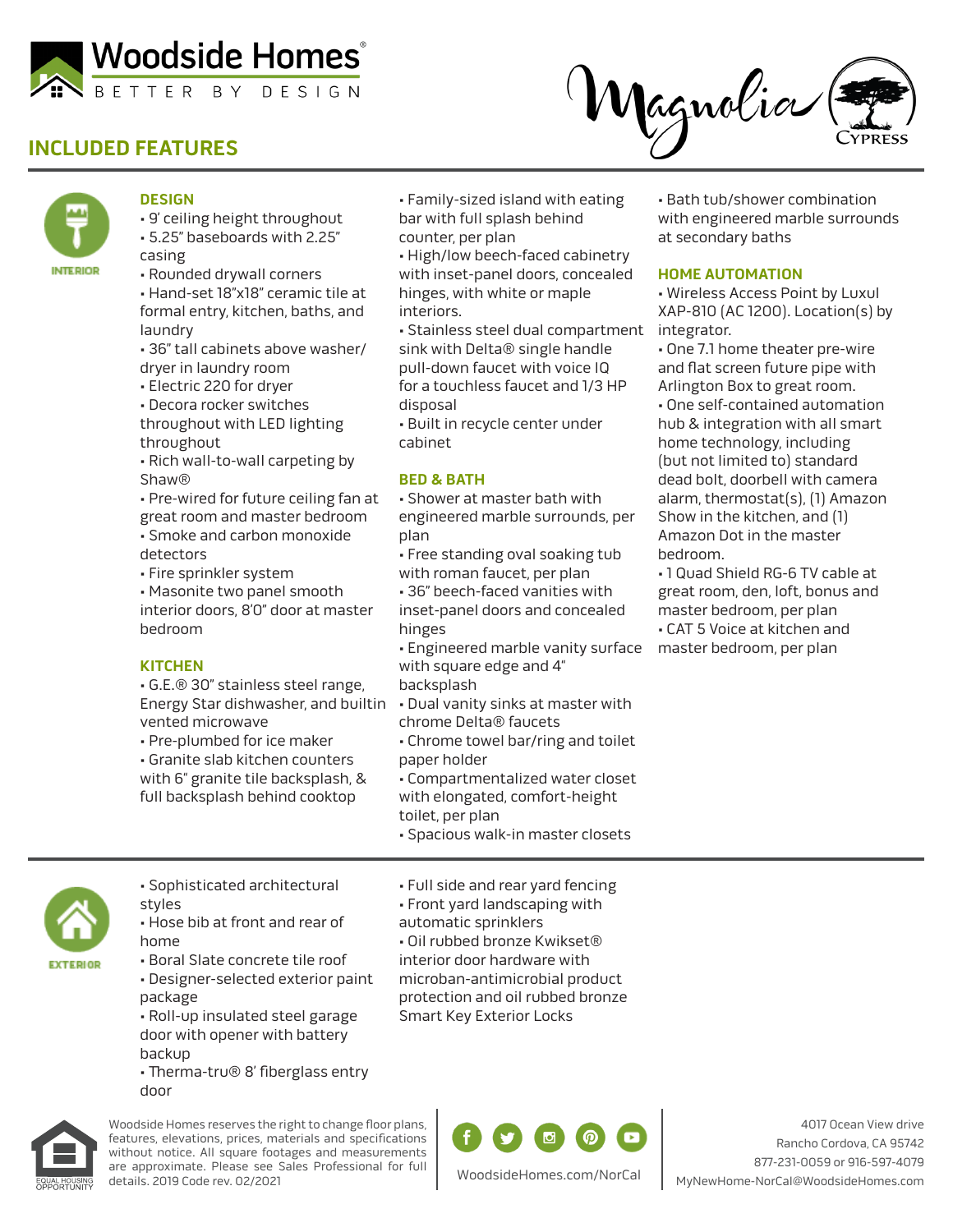# Woodside Homes

BETTER BY DESIGN

Magnolia

CYPRESS

## INCLUDED FEATURES

INTERIOR

### DESIGN

- 9' ceiling height throughout
- 5.25" baseboards with 2.25" casing
- Rounded drywall corners
- Hand-set 18"x18" ceramic tile at formal entry, kitchen, baths, and laundry
- 36" tall cabinets above washer/dryer in laundry room
- Electric 220 for dryer
- Decora rocker switches throughout with LED lighting throughout
- Rich wall-to-wall carpeting by Shaw®
- Pre-wired for future ceiling fan at great room and master bedroom
- Smoke and carbon monoxide detectors
- Fire sprinkler system
- Masonite two panel smooth interior doors, 8'0" door at master bedroom

### KITCHEN

- G.E.® 30" stainless steel range, Energy Star dishwasher, and builtin vented microwave
- Pre-plumbed for ice maker
- Granite slab kitchen counters with 6" granite tile backsplash, & full backsplash behind cooktop
- Family-sized island with eating bar with full splash behind counter, per plan
- High/low beech-faced cabinetry with inset-panel doors, concealed hinges, with white or maple interiors.
- Stainless steel dual compartment sink with Delta® single handle pull-down faucet with voice IQ for a touchless faucet and 1/3 HP disposal
- Built in recycle center under cabinet

### BED & BATH

- Shower at master bath with engineered marble surrounds, per plan
- Free standing oval soaking tub with roman faucet, per plan
- 36" beech-faced vanities with inset-panel doors and concealed hinges
- Engineered marble vanity surface with square edge and 4" backsplash
- Dual vanity sinks at master with chrome Delta® faucets
- Chrome towel bar/ring and toilet paper holder
- Compartmentalized water closet with elongated, comfort-height toilet, per plan
- Spacious walk-in master closets
- Bath tub/shower combination with engineered marble surrounds at secondary baths

### HOME AUTOMATION

- Wireless Access Point by Luxul XAP-810 (AC 1200). Location(s) by integrator.
- One 7.1 home theater pre-wire and flat screen future pipe with Arlington Box to great room.
- One self-contained automation hub & integration with all smart home technology, including (but not limited to) standard dead bolt, doorbell with camera alarm, thermostat(s), (1) Amazon Show in the kitchen, and (1) Amazon Dot in the master bedroom.
- 1 Quad Shield RG-6 TV cable at great room, den, loft, bonus and master bedroom, per plan
- CAT 5 Voice at kitchen and master bedroom, per plan

EXTERIOR

- Sophisticated architectural styles
- Hose bib at front and rear of home
- Boral Slate concrete tile roof
- Designer-selected exterior paint package
- Roll-up insulated steel garage door with opener with battery backup
- Therma-tru® 8' fiberglass entry door
- Full side and rear yard fencing
- Front yard landscaping with automatic sprinklers
- Oil rubbed bronze Kwikset® interior door hardware with microban-antimicrobial product protection and oil rubbed bronze Smart Key Exterior Locks

EQUAL HOUSING OPPORTUNITY

Woodside Homes reserves the right to change floor plans, features, elevations, prices, materials and specifications without notice. All square footages and measurements are approximate. Please see Sales Professional for full details. 2019 Code rev. 02/2021

WoodsideHomes.com/NorCal

4017 Ocean View drive
Rancho Cordova, CA 95742
877-231-0059 or 916-597-4079
MyNewHome-NorCal@WoodsideHomes.com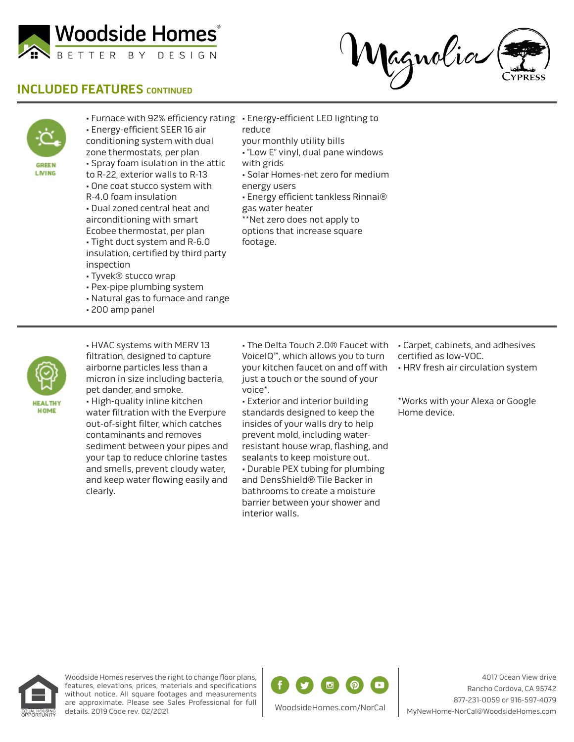Woodside Homes®
BETTER BY DESIGN

Magnolia
CYPRESS

## INCLUDED FEATURES CONTINUED

GREEN LIVING

- Furnace with 92% efficiency rating
- Energy-efficient SEER 16 air conditioning system with dual zone thermostats, per plan
- Spray foam isulation in the attic to R-22, exterior walls to R-13
- One coat stucco system with R-4.0 foam insulation
- Dual zoned central heat and airconditioning with smart Ecobee thermostat, per plan
- Tight duct system and R-6.0 insulation, certified by third party inspection
- Tyvek® stucco wrap
- Pex-pipe plumbing system
- Natural gas to furnace and range
- 200 amp panel
- Energy-efficient LED lighting to reduce your monthly utility bills
- "Low E" vinyl, dual pane windows with grids
- Solar Homes-net zero for medium energy users
- Energy efficient tankless Rinnai® gas water heater

**Net zero does not apply to options that increase square footage.

HEALTHY HOME

- HVAC systems with MERV 13 filtration, designed to capture airborne particles less than a micron in size including bacteria, pet dander, and smoke.
- High-quality inline kitchen water filtration with the Everpure out-of-sight filter, which catches contaminants and removes sediment between your pipes and your tap to reduce chlorine tastes and smells, prevent cloudy water, and keep water flowing easily and clearly.
- The Delta Touch 2.0® Faucet with VoiceIQ™, which allows you to turn your kitchen faucet on and off with just a touch or the sound of your voice*.
- Exterior and interior building standards designed to keep the insides of your walls dry to help prevent mold, including water-resistant house wrap, flashing, and sealants to keep moisture out.
- Durable PEX tubing for plumbing and DensShield® Tile Backer in bathrooms to create a moisture barrier between your shower and interior walls.
- Carpet, cabinets, and adhesives certified as low-VOC.
- HRV fresh air circulation system

*Works with your Alexa or Google Home device.

Woodside Homes reserves the right to change floor plans, features, elevations, prices, materials and specifications without notice. All square footages and measurements are approximate. Please see Sales Professional for full details. 2019 Code rev. 02/2021

EQUAL HOUSING OPPORTUNITY

WoodsideHomes.com/NorCal

4017 Ocean View drive
Rancho Cordova, CA 95742
877-231-0059 or 916-597-4079
MyNewHome-NorCal@WoodsideHomes.com